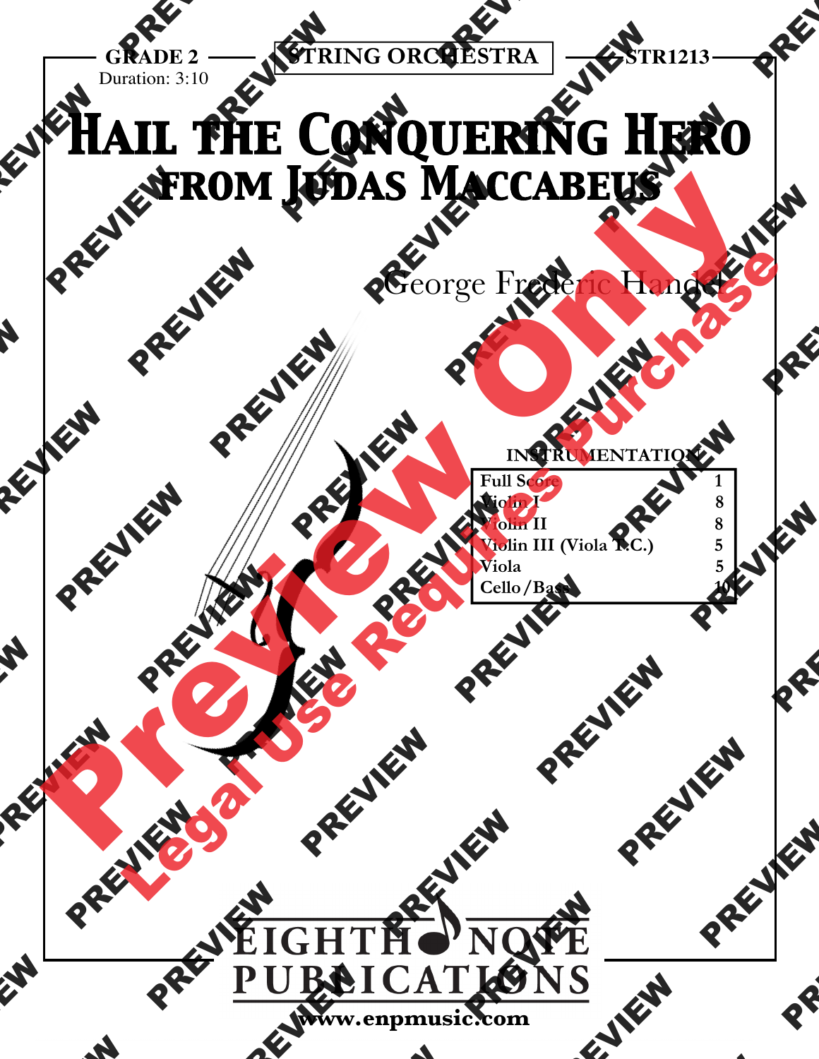GRADE 2

Duration: 3:10

STRING ORCHESTRA

STR1213

# Hail the Conquering Hero
## from Judas Maccabeus

George Frederic Handel

**INSTRUMENTATION**

| | |
|---|---|
| Full Score | 1 |
| Violin I | 8 |
| Violin II | 8 |
| Violin III (Viola T.C.) | 5 |
| Viola | 5 |
| Cello/Bass | 10 |

EIGHTH NOTE PUBLICATIONS

www.enpmusic.com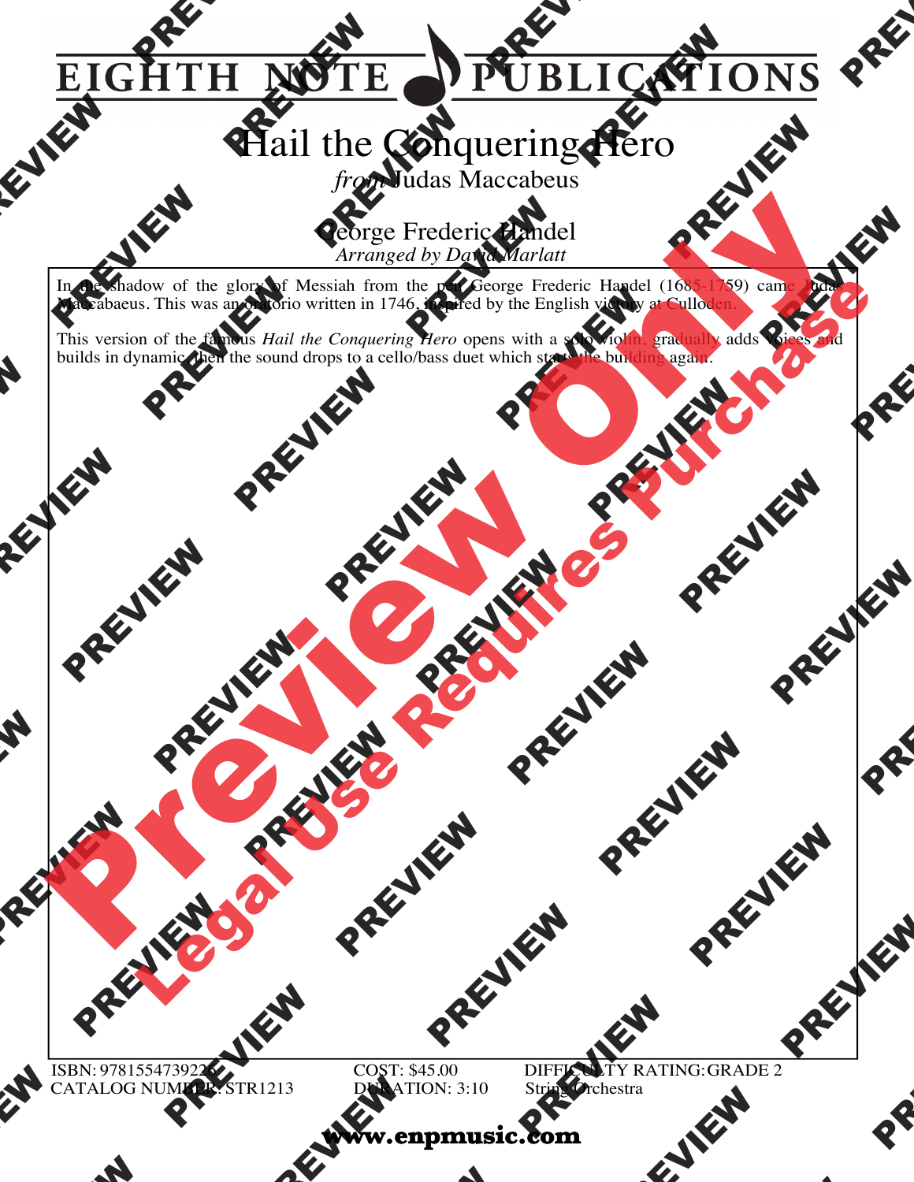# Hail the Conquering Hero

*from* Judas Maccabeus

George Frederic Handel

*Arranged by David Marlatt*

In the shadow of the glory of Messiah from the pen George Frederic Handel (1685-1759) came Judas Maccabaeus. This was an oratorio written in 1746, inspired by the English victory at Culloden.

This version of the famous *Hail the Conquering Hero* opens with a solo violin, gradually adds voices and builds in dynamic, then the sound drops to a cello/bass duet which starts the building again.

ISBN: 9781554739226
CATALOG NUMBER: STR1213
COST: $45.00
DURATION: 3:10
DIFFICULTY RATING: GRADE 2
String Orchestra

www.enpmusic.com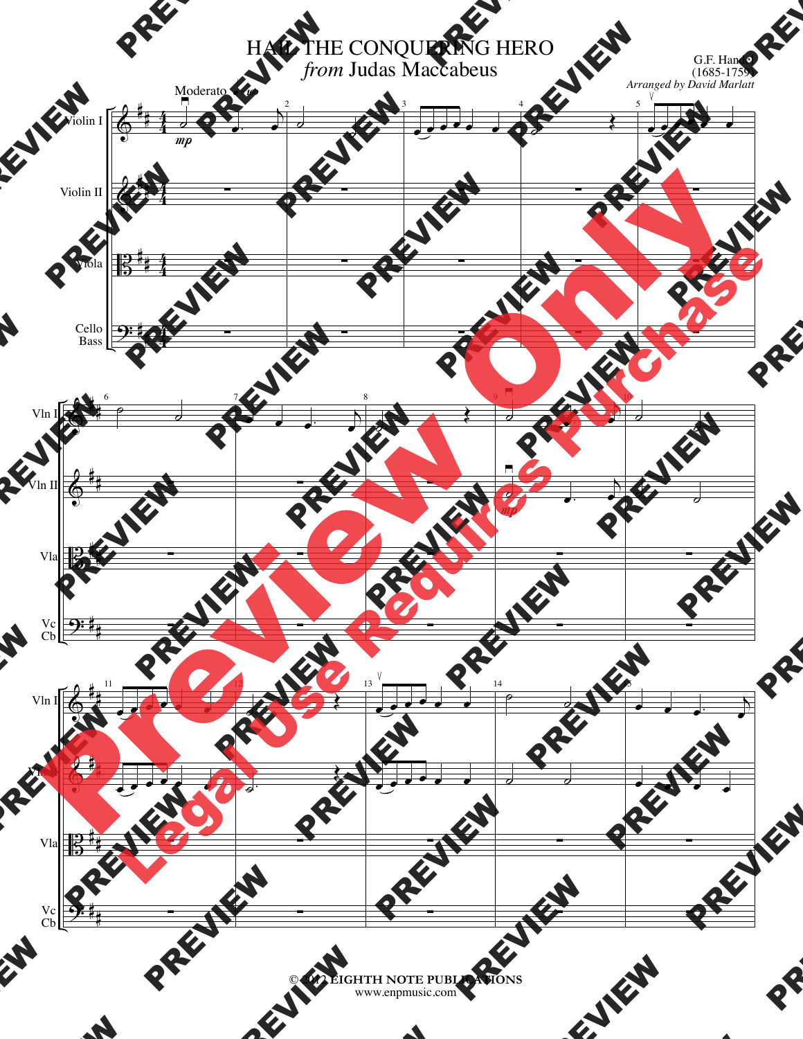# HAIL THE CONQUERING HERO

*from* Judas Maccabeus

G.F. Handel
(1685-1759)
*Arranged by David Marlatt*

Moderato

Violin I

Violin II

Viola

Cello
Bass

Vln I

Vln II

Vla

Vc
Cb

© 2012 EIGHTH NOTE PUBLICATIONS
www.enpmusic.com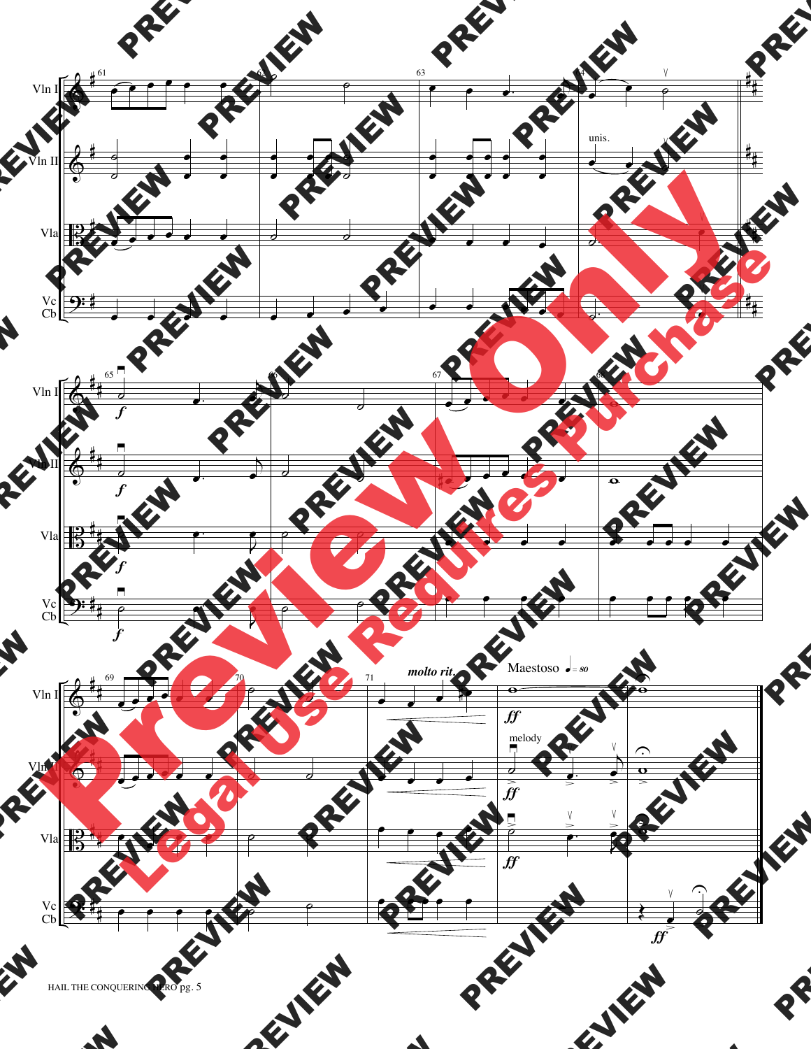Vln I

Vln II

Vla

Vc
Cb

unis.

*f*

*molto rit.*

Maestoso ♩= 80

*ff*

melody

HAIL THE CONQUERING HERO pg. 5